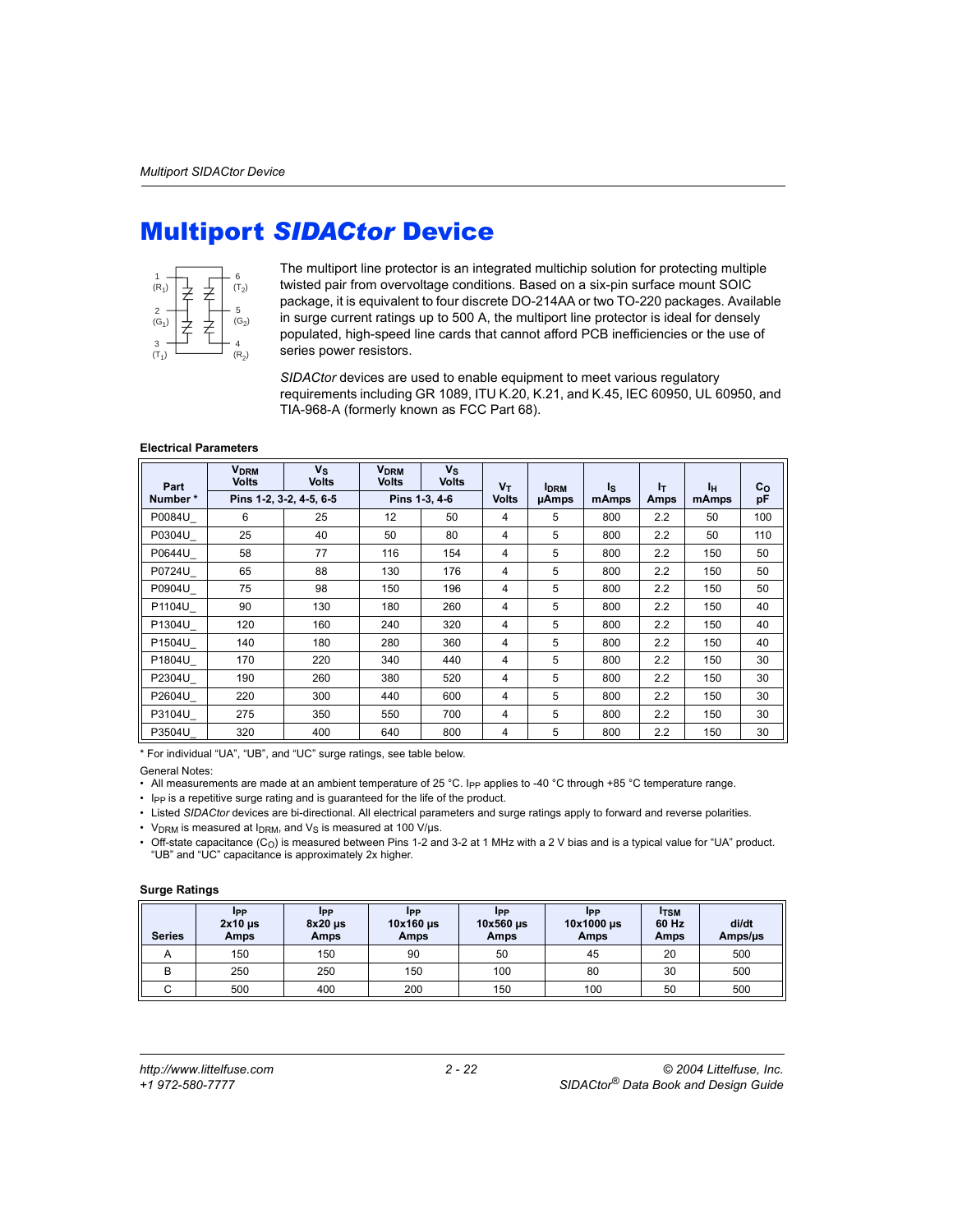# Multiport *SIDACtor* Device

1 (R1) 2 (G1) 3 (T1) 6 (T2) 5 (G2) 4 (R2)

The multiport line protector is an integrated multichip solution for protecting multiple twisted pair from overvoltage conditions. Based on a six-pin surface mount SOIC package, it is equivalent to four discrete DO-214AA or two TO-220 packages. Available in surge current ratings up to 500 A, the multiport line protector is ideal for densely populated, high-speed line cards that cannot afford PCB inefficiencies or the use of series power resistors.

*SIDACtor* devices are used to enable equipment to meet various regulatory requirements including GR 1089, ITU K.20, K.21, and K.45, IEC 60950, UL 60950, and TIA-968-A (formerly known as FCC Part 68).

**Electrical Parameters**

| Part Number * | $V_{DRM}$ Volts | $V_S$ Volts | $V_{DRM}$ Volts | $V_S$ Volts | $V_T$ Volts | $I_{DRM}$ µAmps | $I_S$ mAmps | $I_T$ Amps | $I_H$ mAmps | $C_O$ pF |
|---|---|---|---|---|---|---|---|---|---|---|
| | Pins 1-2, 3-2, 4-5, 6-5 | | Pins 1-3, 4-6 | | | | | | | |
| P0084U_ | 6 | 25 | 12 | 50 | 4 | 5 | 800 | 2.2 | 50 | 100 |
| P0304U_ | 25 | 40 | 50 | 80 | 4 | 5 | 800 | 2.2 | 50 | 110 |
| P0644U_ | 58 | 77 | 116 | 154 | 4 | 5 | 800 | 2.2 | 150 | 50 |
| P0724U_ | 65 | 88 | 130 | 176 | 4 | 5 | 800 | 2.2 | 150 | 50 |
| P0904U_ | 75 | 98 | 150 | 196 | 4 | 5 | 800 | 2.2 | 150 | 50 |
| P1104U_ | 90 | 130 | 180 | 260 | 4 | 5 | 800 | 2.2 | 150 | 40 |
| P1304U_ | 120 | 160 | 240 | 320 | 4 | 5 | 800 | 2.2 | 150 | 40 |
| P1504U_ | 140 | 180 | 280 | 360 | 4 | 5 | 800 | 2.2 | 150 | 40 |
| P1804U_ | 170 | 220 | 340 | 440 | 4 | 5 | 800 | 2.2 | 150 | 30 |
| P2304U_ | 190 | 260 | 380 | 520 | 4 | 5 | 800 | 2.2 | 150 | 30 |
| P2604U_ | 220 | 300 | 440 | 600 | 4 | 5 | 800 | 2.2 | 150 | 30 |
| P3104U_ | 275 | 350 | 550 | 700 | 4 | 5 | 800 | 2.2 | 150 | 30 |
| P3504U_ | 320 | 400 | 640 | 800 | 4 | 5 | 800 | 2.2 | 150 | 30 |

\* For individual "UA", "UB", and "UC" surge ratings, see table below.

General Notes:

- All measurements are made at an ambient temperature of 25 °C. $I_{PP}$ applies to -40 °C through +85 °C temperature range.
- $I_{PP}$ is a repetitive surge rating and is guaranteed for the life of the product.
- Listed *SIDACtor* devices are bi-directional. All electrical parameters and surge ratings apply to forward and reverse polarities.
- $V_{DRM}$ is measured at $I_{DRM}$, and $V_S$ is measured at 100 V/µs.
- Off-state capacitance ($C_O$) is measured between Pins 1-2 and 3-2 at 1 MHz with a 2 V bias and is a typical value for "UA" product. "UB" and "UC" capacitance is approximately 2x higher.

**Surge Ratings**

| Series | $I_{PP}$ 2x10 µs Amps | $I_{PP}$ 8x20 µs Amps | $I_{PP}$ 10x160 µs Amps | $I_{PP}$ 10x560 µs Amps | $I_{PP}$ 10x1000 µs Amps | $I_{TSM}$ 60 Hz Amps | di/dt Amps/µs |
|---|---|---|---|---|---|---|---|
| A | 150 | 150 | 90 | 50 | 45 | 20 | 500 |
| B | 250 | 250 | 150 | 100 | 80 | 30 | 500 |
| C | 500 | 400 | 200 | 150 | 100 | 50 | 500 |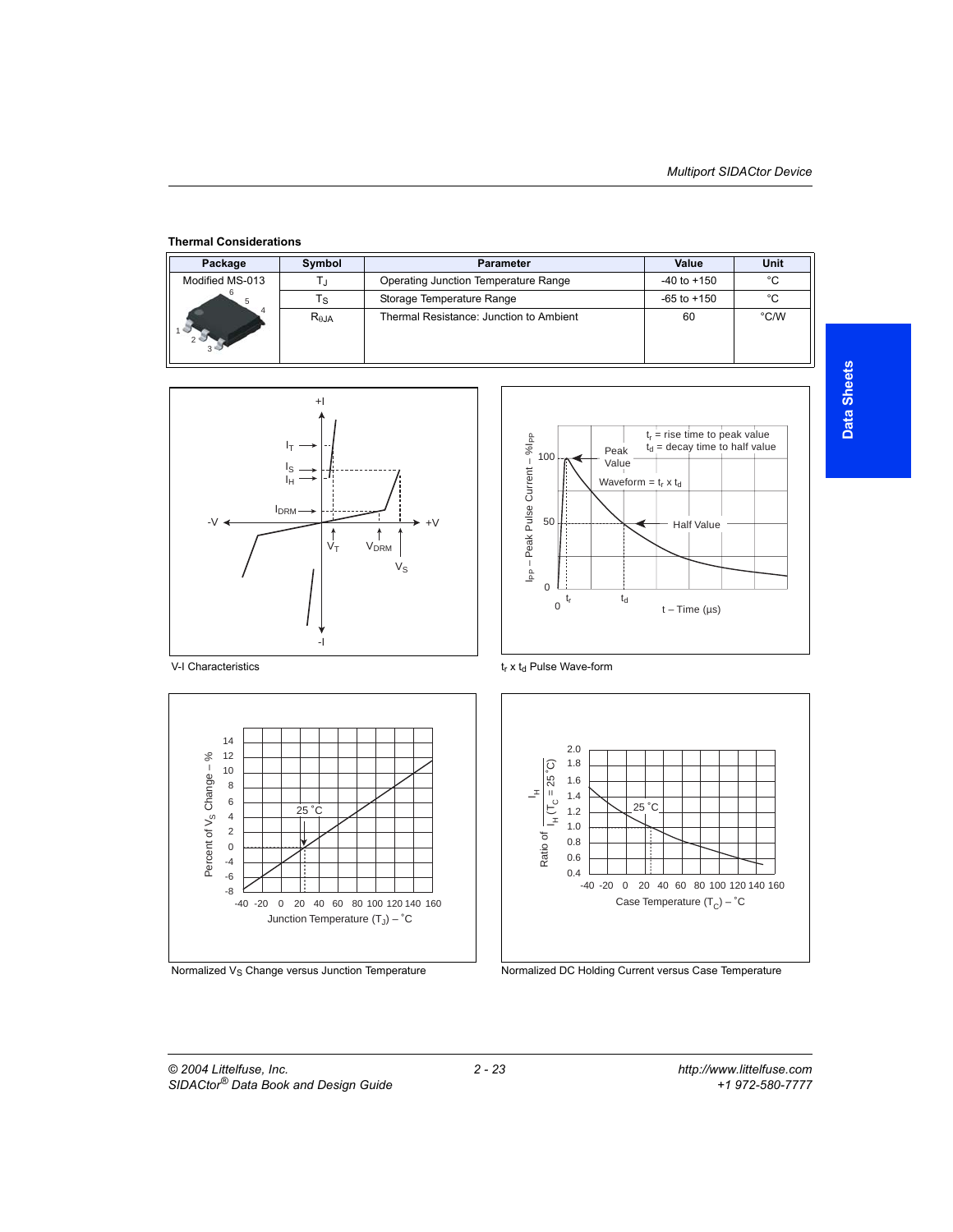### Thermal Considerations

| Package | Symbol | Parameter | Value | Unit |
|---|---|---|---|---|
| Modified MS-013 | $T_J$ | Operating Junction Temperature Range | -40 to +150 | °C |
| | $T_S$ | Storage Temperature Range | -65 to +150 | °C |
| | $R_{\theta JA}$ | Thermal Resistance: Junction to Ambient | 60 | °C/W |

+I
$I_T$
$I_S$
$I_H$
$I_{DRM}$
-V
+V
$V_T$
$V_{DRM}$
$V_S$
-I

V-I Characteristics

$t_r$ = rise time to peak value
$t_d$ = decay time to half value
Peak Value
Waveform = $t_r$ x $t_d$
Half Value
$I_{PP}$ – Peak Pulse Current – $\%I_{PP}$
100
50
0
0
$t_r$
$t_d$
t – Time (µs)

$t_r$ x $t_d$ Pulse Wave-form

Percent of $V_S$ Change – %
14
12
10
8
6
4
2
0
-4
-6
-8
25 °C
-40 -20 0 20 40 60 80 100 120 140 160
Junction Temperature ($T_J$) – °C

Normalized $V_S$ Change versus Junction Temperature

Ratio of $\frac{I_H}{I_H (T_C = 25 °C)}$
2.0
1.8
1.6
1.4
1.2
1.0
0.8
0.6
0.4
25 °C
-40 -20 0 20 40 60 80 100 120 140 160
Case Temperature ($T_C$) – °C

Normalized DC Holding Current versus Case Temperature